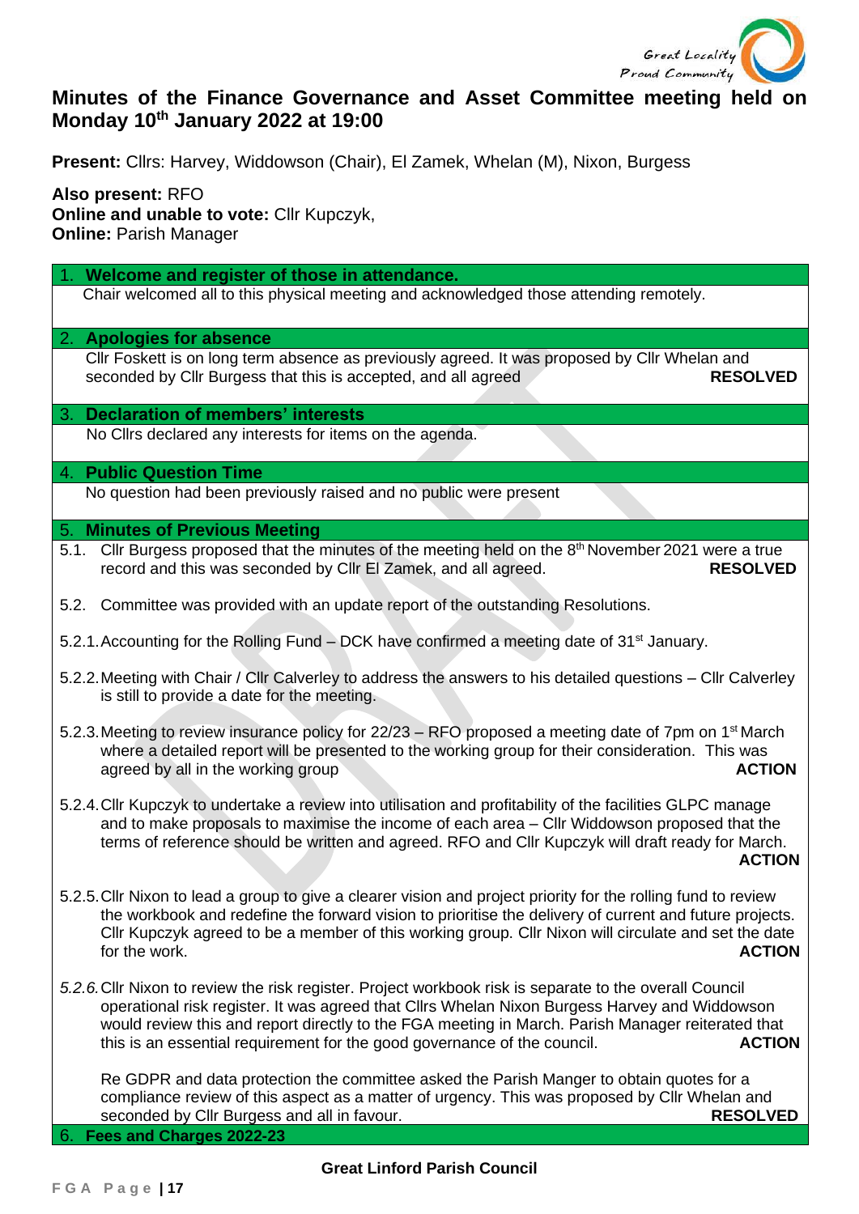# Minutes of the Finance Governance and Asset Committee meeting held on Monday 10th January 2022 at 19:00

**Present:** Cllrs: Harvey, Widdowson (Chair), El Zamek, Whelan (M), Nixon, Burgess

**Also present:** RFO
**Online and unable to vote:** Cllr Kupczyk,
**Online:** Parish Manager

## 1. Welcome and register of those in attendance.

Chair welcomed all to this physical meeting and acknowledged those attending remotely.

## 2. Apologies for absence

Cllr Foskett is on long term absence as previously agreed. It was proposed by Cllr Whelan and seconded by Cllr Burgess that this is accepted, and all agreed **RESOLVED**

## 3. Declaration of members' interests

No Cllrs declared any interests for items on the agenda.

## 4. Public Question Time

No question had been previously raised and no public were present

## 5. Minutes of Previous Meeting

5.1. Cllr Burgess proposed that the minutes of the meeting held on the 8th November 2021 were a true record and this was seconded by Cllr El Zamek, and all agreed. **RESOLVED**

5.2. Committee was provided with an update report of the outstanding Resolutions.

5.2.1. Accounting for the Rolling Fund – DCK have confirmed a meeting date of 31st January.

5.2.2. Meeting with Chair / Cllr Calverley to address the answers to his detailed questions – Cllr Calverley is still to provide a date for the meeting.

5.2.3. Meeting to review insurance policy for 22/23 – RFO proposed a meeting date of 7pm on 1st March where a detailed report will be presented to the working group for their consideration. This was agreed by all in the working group **ACTION**

5.2.4. Cllr Kupczyk to undertake a review into utilisation and profitability of the facilities GLPC manage and to make proposals to maximise the income of each area – Cllr Widdowson proposed that the terms of reference should be written and agreed. RFO and Cllr Kupczyk will draft ready for March. **ACTION**

5.2.5. Cllr Nixon to lead a group to give a clearer vision and project priority for the rolling fund to review the workbook and redefine the forward vision to prioritise the delivery of current and future projects. Cllr Kupczyk agreed to be a member of this working group. Cllr Nixon will circulate and set the date for the work. **ACTION**

*5.2.6.* Cllr Nixon to review the risk register. Project workbook risk is separate to the overall Council operational risk register. It was agreed that Cllrs Whelan Nixon Burgess Harvey and Widdowson would review this and report directly to the FGA meeting in March. Parish Manager reiterated that this is an essential requirement for the good governance of the council. **ACTION**

Re GDPR and data protection the committee asked the Parish Manger to obtain quotes for a compliance review of this aspect as a matter of urgency. This was proposed by Cllr Whelan and seconded by Cllr Burgess and all in favour. **RESOLVED**

## 6. Fees and Charges 2022-23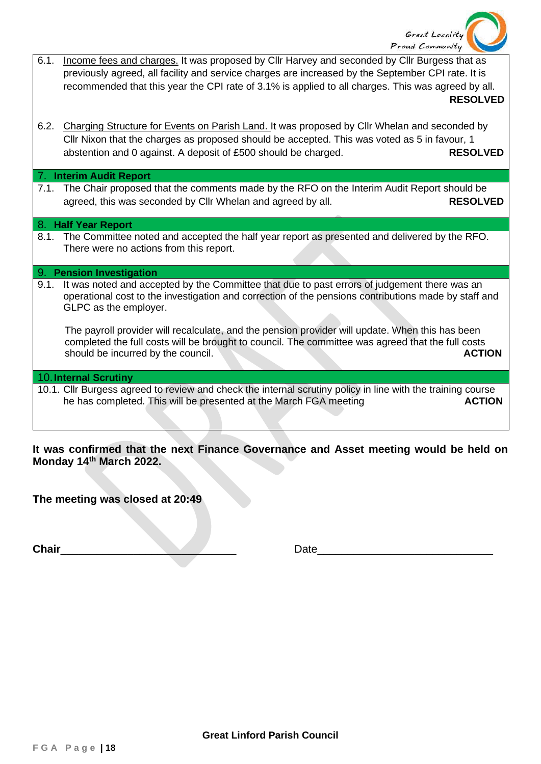6.1. Income fees and charges. It was proposed by Cllr Harvey and seconded by Cllr Burgess that as previously agreed, all facility and service charges are increased by the September CPI rate. It is recommended that this year the CPI rate of 3.1% is applied to all charges. This was agreed by all. **RESOLVED**

6.2. Charging Structure for Events on Parish Land. It was proposed by Cllr Whelan and seconded by Cllr Nixon that the charges as proposed should be accepted. This was voted as 5 in favour, 1 abstention and 0 against. A deposit of £500 should be charged. **RESOLVED**

## 7. Interim Audit Report

7.1. The Chair proposed that the comments made by the RFO on the Interim Audit Report should be agreed, this was seconded by Cllr Whelan and agreed by all. **RESOLVED**

## 8. Half Year Report

8.1. The Committee noted and accepted the half year report as presented and delivered by the RFO. There were no actions from this report.

## 9. Pension Investigation

9.1. It was noted and accepted by the Committee that due to past errors of judgement there was an operational cost to the investigation and correction of the pensions contributions made by staff and GLPC as the employer.

The payroll provider will recalculate, and the pension provider will update. When this has been completed the full costs will be brought to council. The committee was agreed that the full costs should be incurred by the council. **ACTION**

## 10. Internal Scrutiny

10.1. Cllr Burgess agreed to review and check the internal scrutiny policy in line with the training course he has completed. This will be presented at the March FGA meeting **ACTION**

**It was confirmed that the next Finance Governance and Asset meeting would be held on Monday 14th March 2022.**

**The meeting was closed at 20:49**

**Chair**______________________________ Date______________________________